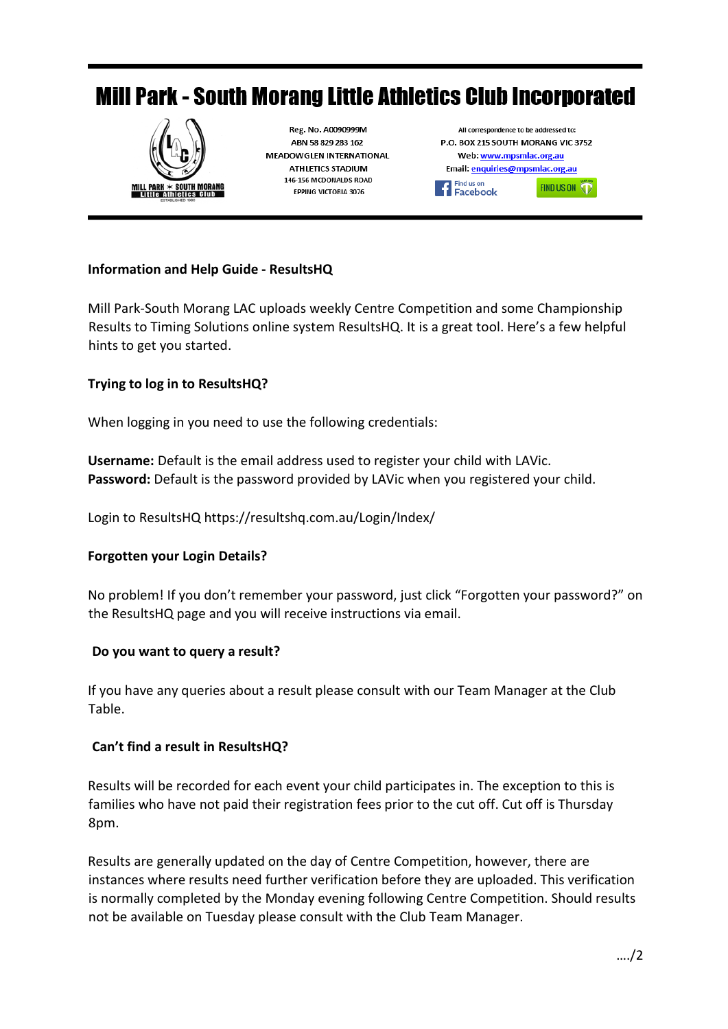# Mill Park - South Morang Little Athletics Club Incorporated

Reg. No. A0090999M
ABN 58 829 283 162
MEADOWGLEN INTERNATIONAL
ATHLETICS STADIUM
146-156 MCDONALDS ROAD
EPPING VICTORIA 3076

All correspondence to be addressed to:
P.O. BOX 215 SOUTH MORANG VIC 3752
Web: www.mpsmlac.org.au
Email: enquiries@mpsmlac.org.au

Find us on Facebook

FIND US ON

**Information and Help Guide - ResultsHQ**

Mill Park-South Morang LAC uploads weekly Centre Competition and some Championship Results to Timing Solutions online system ResultsHQ. It is a great tool. Here's a few helpful hints to get you started.

**Trying to log in to ResultsHQ?**

When logging in you need to use the following credentials:

**Username:** Default is the email address used to register your child with LAVic.
**Password:** Default is the password provided by LAVic when you registered your child.

Login to ResultsHQ https://resultshq.com.au/Login/Index/

**Forgotten your Login Details?**

No problem! If you don't remember your password, just click "Forgotten your password?" on the ResultsHQ page and you will receive instructions via email.

**Do you want to query a result?**

If you have any queries about a result please consult with our Team Manager at the Club Table.

**Can't find a result in ResultsHQ?**

Results will be recorded for each event your child participates in. The exception to this is families who have not paid their registration fees prior to the cut off. Cut off is Thursday 8pm.

Results are generally updated on the day of Centre Competition, however, there are instances where results need further verification before they are uploaded. This verification is normally completed by the Monday evening following Centre Competition. Should results not be available on Tuesday please consult with the Club Team Manager.

…./2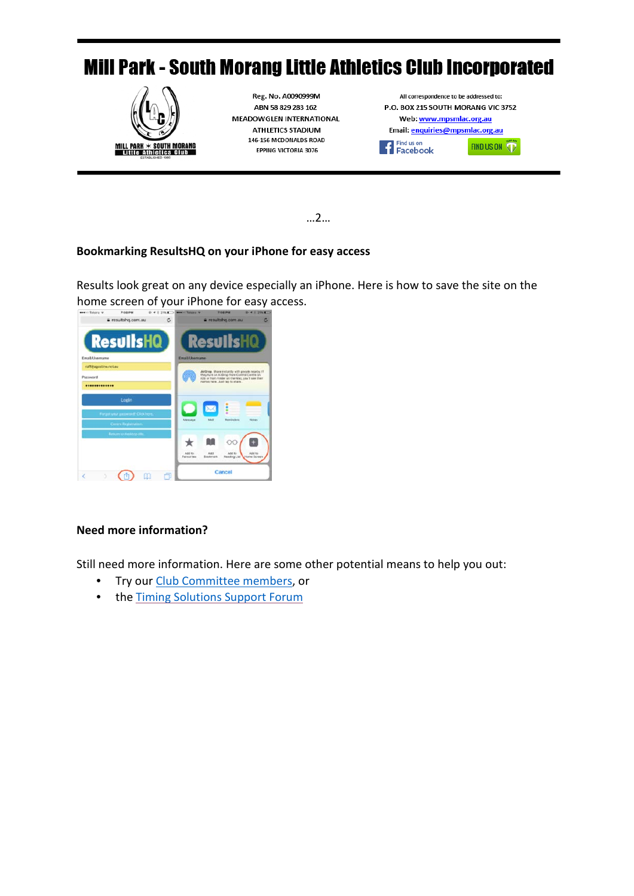# Mill Park - South Morang Little Athletics Club Incorporated

Reg. No. A0090999M
ABN 58 829 283 162
MEADOWGLEN INTERNATIONAL
ATHLETICS STADIUM
146-156 MCDONALDS ROAD
EPPING VICTORIA 3076

All correspondence to be addressed to:
P.O. BOX 215 SOUTH MORANG VIC 3752
Web: www.mpsmlac.org.au
Email: enquiries@mpsmlac.org.au

…2…

**Bookmarking ResultsHQ on your iPhone for easy access**

Results look great on any device especially an iPhone. Here is how to save the site on the home screen of your iPhone for easy access.

**Need more information?**

Still need more information. Here are some other potential means to help you out:

- Try our Club Committee members, or
- the Timing Solutions Support Forum